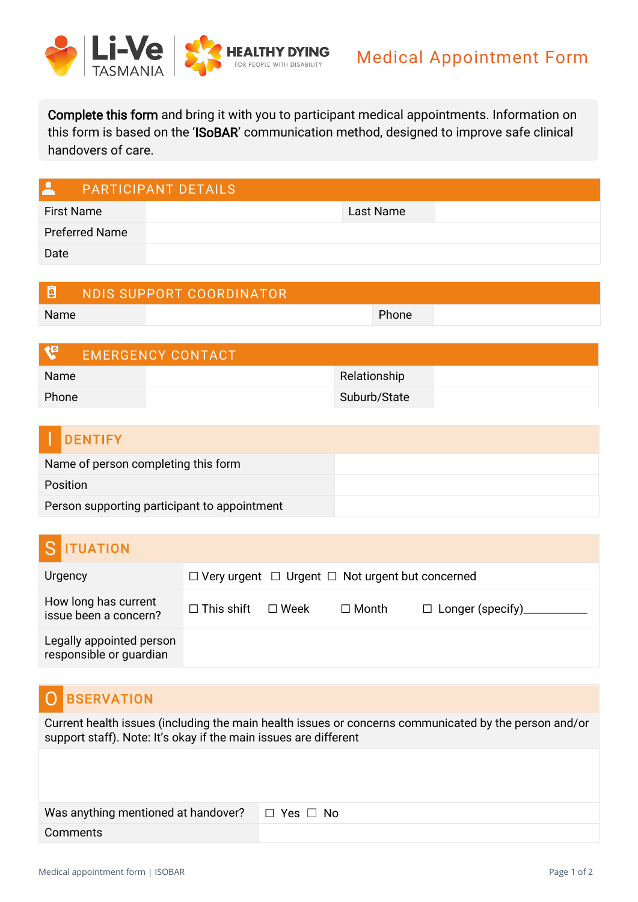Li-Ve TASMANIA | HEALTHY DYING FOR PEOPLE WITH DISABILITY

# Medical Appointment Form

**Complete this form** and bring it with you to participant medical appointments. Information on this form is based on the '**ISoBAR**' communication method, designed to improve safe clinical handovers of care.

## PARTICIPANT DETAILS

| First Name | | Last Name | |
|---|---|---|---|
| Preferred Name | | | |
| Date | | | |

## NDIS SUPPORT COORDINATOR

| Name | | Phone | |
|---|---|---|---|

## EMERGENCY CONTACT

| Name | | Relationship | |
|---|---|---|---|
| Phone | | Suburb/State | |

## IDENTIFY

| Name of person completing this form | |
|---|---|
| Position | |
| Person supporting participant to appointment | |

## SITUATION

| Urgency | ☐ Very urgent ☐ Urgent ☐ Not urgent but concerned |
|---|---|
| How long has current issue been a concern? | ☐ This shift ☐ Week ☐ Month ☐ Longer (specify)__________ |
| Legally appointed person responsible or guardian | |

## OBSERVATION

Current health issues (including the main health issues or concerns communicated by the person and/or support staff). Note: It's okay if the main issues are different

| Was anything mentioned at handover? | ☐ Yes ☐ No |
|---|---|
| Comments | |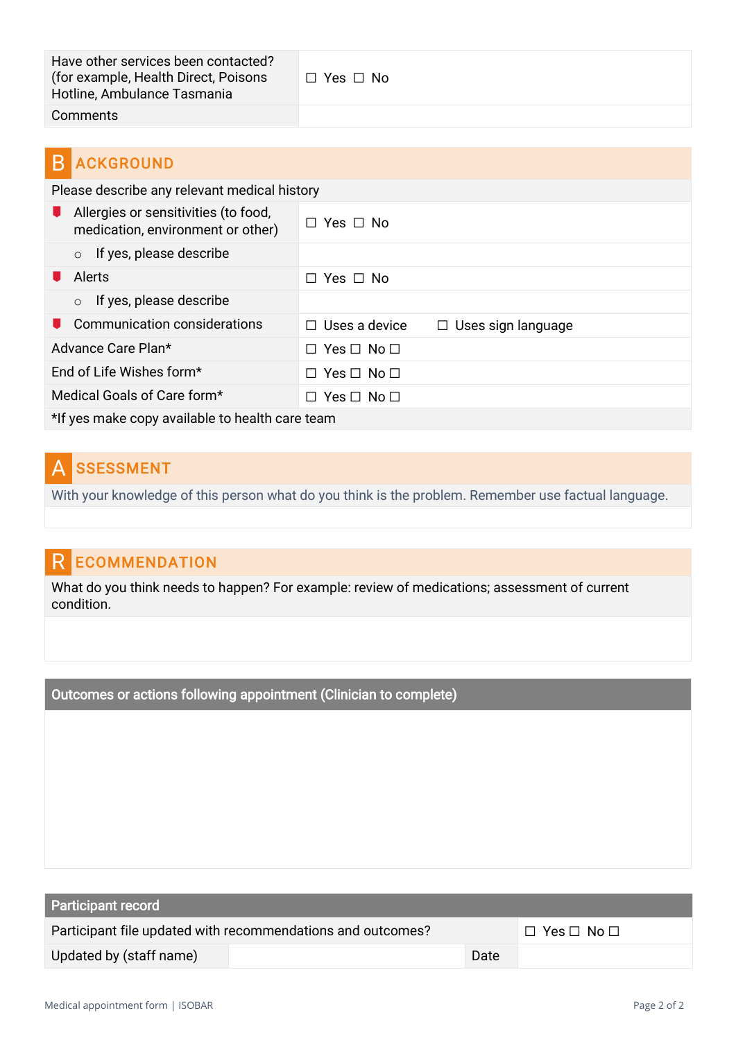| | |
|---|---|
| Have other services been contacted? (for example, Health Direct, Poisons Hotline, Ambulance Tasmania | ☐ Yes ☐ No |
| Comments | |

## B ACKGROUND

| Please describe any relevant medical history | |
|---|---|
| Allergies or sensitivities (to food, medication, environment or other) | ☐ Yes ☐ No |
| ○ If yes, please describe | |
| Alerts | ☐ Yes ☐ No |
| ○ If yes, please describe | |
| Communication considerations | ☐ Uses a device ☐ Uses sign language |
| Advance Care Plan* | ☐ Yes ☐ No ☐ |
| End of Life Wishes form* | ☐ Yes ☐ No ☐ |
| Medical Goals of Care form* | ☐ Yes ☐ No ☐ |
| *If yes make copy available to health care team | |

## A SSESSMENT

With your knowledge of this person what do you think is the problem. Remember use factual language.

## R ECOMMENDATION

What do you think needs to happen? For example: review of medications; assessment of current condition.

## Outcomes or actions following appointment (Clinician to complete)

## Participant record

| | | | |
|---|---|---|---|
| Participant file updated with recommendations and outcomes? | | | ☐ Yes ☐ No ☐ |
| Updated by (staff name) | | Date | |

Medical appointment form | ISOBAR